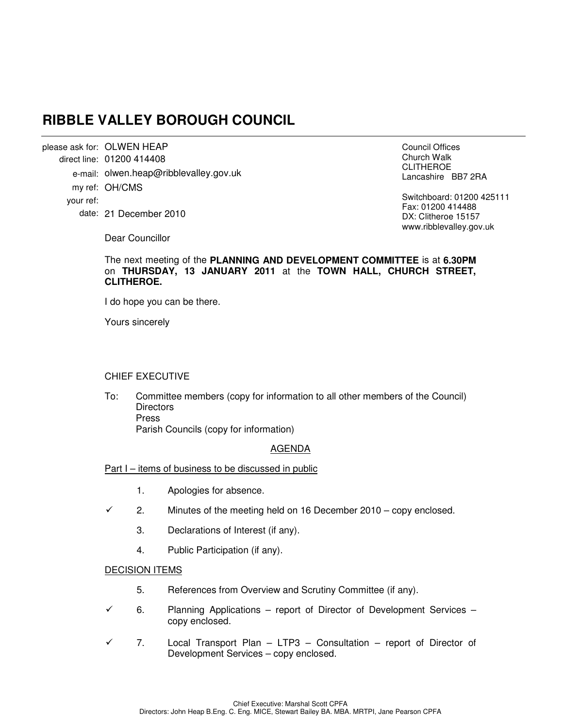# RIBBLE VALLEY BOROUGH COUNCIL

please ask for: OLWEN HEAP
direct line: 01200 414408
e-mail: olwen.heap@ribblevalley.gov.uk
my ref: OH/CMS
your ref:
date: 21 December 2010

Council Offices
Church Walk
CLITHEROE
Lancashire BB7 2RA

Switchboard: 01200 425111
Fax: 01200 414488
DX: Clitheroe 15157
www.ribblevalley.gov.uk

Dear Councillor

The next meeting of the **PLANNING AND DEVELOPMENT COMMITTEE** is at **6.30PM** on **THURSDAY, 13 JANUARY 2011** at the **TOWN HALL, CHURCH STREET, CLITHEROE.**

I do hope you can be there.

Yours sincerely

CHIEF EXECUTIVE

To: Committee members (copy for information to all other members of the Council)
Directors
Press
Parish Councils (copy for information)

AGENDA

Part I – items of business to be discussed in public

1. Apologies for absence.
2. ✓ Minutes of the meeting held on 16 December 2010 – copy enclosed.
3. Declarations of Interest (if any).
4. Public Participation (if any).

DECISION ITEMS

5. References from Overview and Scrutiny Committee (if any).
6. ✓ Planning Applications – report of Director of Development Services – copy enclosed.
7. ✓ Local Transport Plan – LTP3 – Consultation – report of Director of Development Services – copy enclosed.

Chief Executive: Marshal Scott CPFA
Directors: John Heap B.Eng. C. Eng. MICE, Stewart Bailey BA. MBA. MRTPI, Jane Pearson CPFA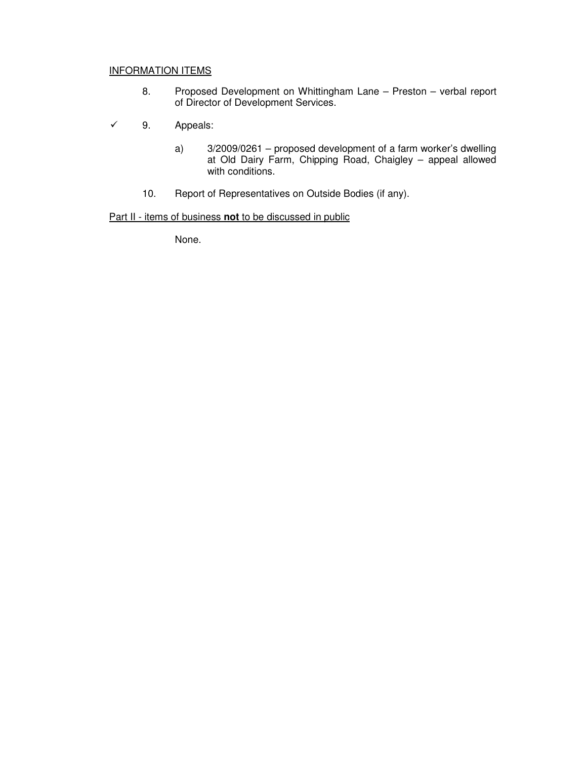INFORMATION ITEMS

8. Proposed Development on Whittingham Lane – Preston – verbal report of Director of Development Services.

✓ 9. Appeals:

   a) 3/2009/0261 – proposed development of a farm worker's dwelling at Old Dairy Farm, Chipping Road, Chaigley – appeal allowed with conditions.

10. Report of Representatives on Outside Bodies (if any).

Part II - items of business **not** to be discussed in public

None.